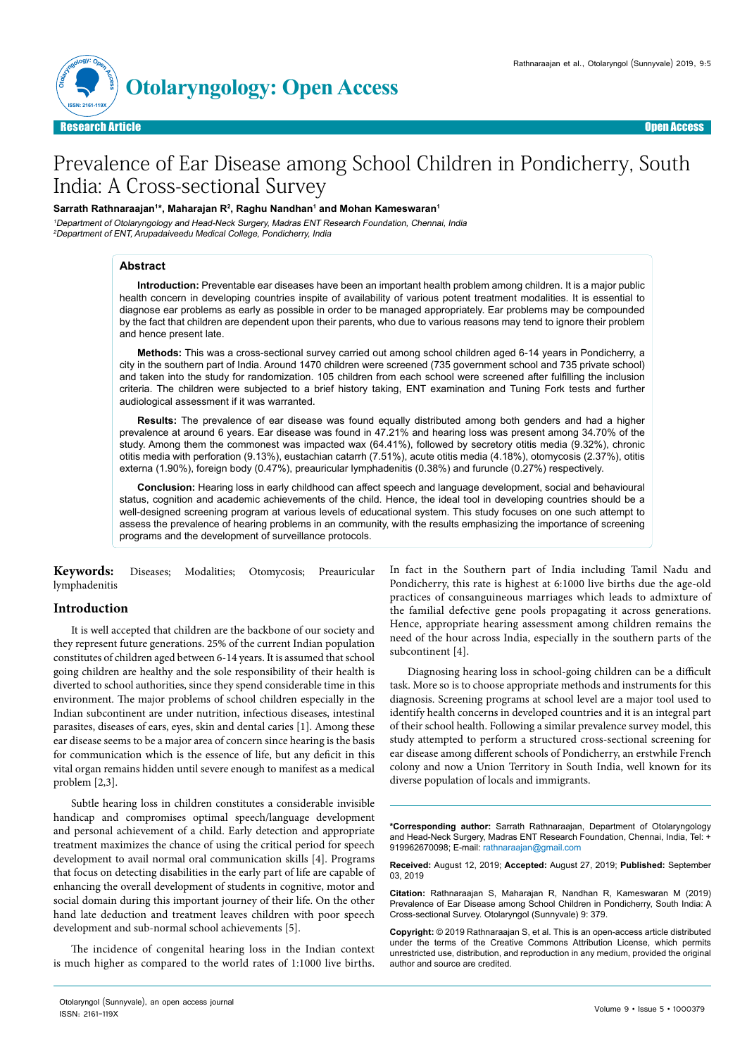Research Article | Open Access

# Prevalence of Ear Disease among School Children in Pondicherry, South India: A Cross-sectional Survey

**Sarrath Rathnaraajan[1]*, Maharajan R[2], Raghu Nandhan[1] and Mohan Kameswaran[1]**

[1]*Department of Otolaryngology and Head-Neck Surgery, Madras ENT Research Foundation, Chennai, India*
[2]*Department of ENT, Arupadaiveedu Medical College, Pondicherry, India*

## Abstract

**Introduction:** Preventable ear diseases have been an important health problem among children. It is a major public health concern in developing countries inspite of availability of various potent treatment modalities. It is essential to diagnose ear problems as early as possible in order to be managed appropriately. Ear problems may be compounded by the fact that children are dependent upon their parents, who due to various reasons may tend to ignore their problem and hence present late.

**Methods:** This was a cross-sectional survey carried out among school children aged 6-14 years in Pondicherry, a city in the southern part of India. Around 1470 children were screened (735 government school and 735 private school) and taken into the study for randomization. 105 children from each school were screened after fulfilling the inclusion criteria. The children were subjected to a brief history taking, ENT examination and Tuning Fork tests and further audiological assessment if it was warranted.

**Results:** The prevalence of ear disease was found equally distributed among both genders and had a higher prevalence at around 6 years. Ear disease was found in 47.21% and hearing loss was present among 34.70% of the study. Among them the commonest was impacted wax (64.41%), followed by secretory otitis media (9.32%), chronic otitis media with perforation (9.13%), eustachian catarrh (7.51%), acute otitis media (4.18%), otomycosis (2.37%), otitis externa (1.90%), foreign body (0.47%), preauricular lymphadenitis (0.38%) and furuncle (0.27%) respectively.

**Conclusion:** Hearing loss in early childhood can affect speech and language development, social and behavioural status, cognition and academic achievements of the child. Hence, the ideal tool in developing countries should be a well-designed screening program at various levels of educational system. This study focuses on one such attempt to assess the prevalence of hearing problems in an community, with the results emphasizing the importance of screening programs and the development of surveillance protocols.

**Keywords:** Diseases; Modalities; Otomycosis; Preauricular lymphadenitis

## Introduction

It is well accepted that children are the backbone of our society and they represent future generations. 25% of the current Indian population constitutes of children aged between 6-14 years. It is assumed that school going children are healthy and the sole responsibility of their health is diverted to school authorities, since they spend considerable time in this environment. The major problems of school children especially in the Indian subcontinent are under nutrition, infectious diseases, intestinal parasites, diseases of ears, eyes, skin and dental caries [1]. Among these ear disease seems to be a major area of concern since hearing is the basis for communication which is the essence of life, but any deficit in this vital organ remains hidden until severe enough to manifest as a medical problem [2,3].

Subtle hearing loss in children constitutes a considerable invisible handicap and compromises optimal speech/language development and personal achievement of a child. Early detection and appropriate treatment maximizes the chance of using the critical period for speech development to avail normal oral communication skills [4]. Programs that focus on detecting disabilities in the early part of life are capable of enhancing the overall development of students in cognitive, motor and social domain during this important journey of their life. On the other hand late deduction and treatment leaves children with poor speech development and sub-normal school achievements [5].

The incidence of congenital hearing loss in the Indian context is much higher as compared to the world rates of 1:1000 live births. In fact in the Southern part of India including Tamil Nadu and Pondicherry, this rate is highest at 6:1000 live births due the age-old practices of consanguineous marriages which leads to admixture of the familial defective gene pools propagating it across generations. Hence, appropriate hearing assessment among children remains the need of the hour across India, especially in the southern parts of the subcontinent [4].

Diagnosing hearing loss in school-going children can be a difficult task. More so is to choose appropriate methods and instruments for this diagnosis. Screening programs at school level are a major tool used to identify health concerns in developed countries and it is an integral part of their school health. Following a similar prevalence survey model, this study attempted to perform a structured cross-sectional screening for ear disease among different schools of Pondicherry, an erstwhile French colony and now a Union Territory in South India, well known for its diverse population of locals and immigrants.

**\*Corresponding author:** Sarrath Rathnaraajan, Department of Otolaryngology and Head-Neck Surgery, Madras ENT Research Foundation, Chennai, India, Tel: + 919962670098; E-mail: rathnaraajan@gmail.com

**Received:** August 12, 2019; **Accepted:** August 27, 2019; **Published:** September 03, 2019

**Citation:** Rathnaraajan S, Maharajan R, Nandhan R, Kameswaran M (2019) Prevalence of Ear Disease among School Children in Pondicherry, South India: A Cross-sectional Survey. Otolaryngol (Sunnyvale) 9: 379.

**Copyright:** © 2019 Rathnaraajan S, et al. This is an open-access article distributed under the terms of the Creative Commons Attribution License, which permits unrestricted use, distribution, and reproduction in any medium, provided the original author and source are credited.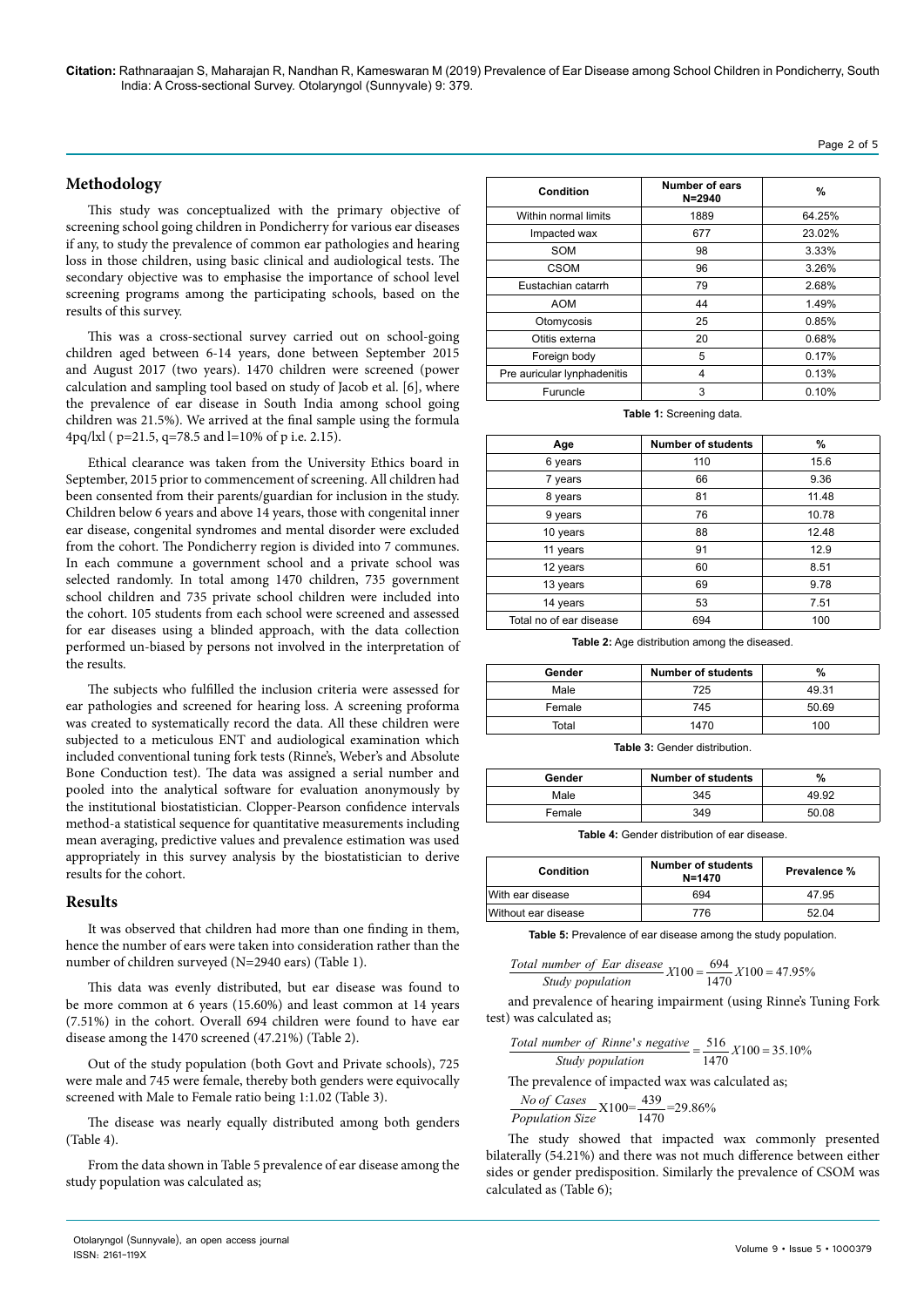## Methodology

This study was conceptualized with the primary objective of screening school going children in Pondicherry for various ear diseases if any, to study the prevalence of common ear pathologies and hearing loss in those children, using basic clinical and audiological tests. The secondary objective was to emphasise the importance of school level screening programs among the participating schools, based on the results of this survey.

This was a cross-sectional survey carried out on school-going children aged between 6-14 years, done between September 2015 and August 2017 (two years). 1470 children were screened (power calculation and sampling tool based on study of Jacob et al. [6], where the prevalence of ear disease in South India among school going children was 21.5%). We arrived at the final sample using the formula 4pq/lxl ( p=21.5, q=78.5 and l=10% of p i.e. 2.15).

Ethical clearance was taken from the University Ethics board in September, 2015 prior to commencement of screening. All children had been consented from their parents/guardian for inclusion in the study. Children below 6 years and above 14 years, those with congenital inner ear disease, congenital syndromes and mental disorder were excluded from the cohort. The Pondicherry region is divided into 7 communes. In each commune a government school and a private school was selected randomly. In total among 1470 children, 735 government school children and 735 private school children were included into the cohort. 105 students from each school were screened and assessed for ear diseases using a blinded approach, with the data collection performed un-biased by persons not involved in the interpretation of the results.

The subjects who fulfilled the inclusion criteria were assessed for ear pathologies and screened for hearing loss. A screening proforma was created to systematically record the data. All these children were subjected to a meticulous ENT and audiological examination which included conventional tuning fork tests (Rinne's, Weber's and Absolute Bone Conduction test). The data was assigned a serial number and pooled into the analytical software for evaluation anonymously by the institutional biostatistician. Clopper-Pearson confidence intervals method-a statistical sequence for quantitative measurements including mean averaging, predictive values and prevalence estimation was used appropriately in this survey analysis by the biostatistician to derive results for the cohort.

## Results

It was observed that children had more than one finding in them, hence the number of ears were taken into consideration rather than the number of children surveyed (N=2940 ears) (Table 1).

This data was evenly distributed, but ear disease was found to be more common at 6 years (15.60%) and least common at 14 years (7.51%) in the cohort. Overall 694 children were found to have ear disease among the 1470 screened (47.21%) (Table 2).

Out of the study population (both Govt and Private schools), 725 were male and 745 were female, thereby both genders were equivocally screened with Male to Female ratio being 1:1.02 (Table 3).

The disease was nearly equally distributed among both genders (Table 4).

From the data shown in Table 5 prevalence of ear disease among the study population was calculated as;

| Condition | Number of ears N=2940 | % |
|---|---|---|
| Within normal limits | 1889 | 64.25% |
| Impacted wax | 677 | 23.02% |
| SOM | 98 | 3.33% |
| CSOM | 96 | 3.26% |
| Eustachian catarrh | 79 | 2.68% |
| AOM | 44 | 1.49% |
| Otomycosis | 25 | 0.85% |
| Otitis externa | 20 | 0.68% |
| Foreign body | 5 | 0.17% |
| Pre auricular lynphadenitis | 4 | 0.13% |
| Furuncle | 3 | 0.10% |

**Table 1:** Screening data.

| Age | Number of students | % |
|---|---|---|
| 6 years | 110 | 15.6 |
| 7 years | 66 | 9.36 |
| 8 years | 81 | 11.48 |
| 9 years | 76 | 10.78 |
| 10 years | 88 | 12.48 |
| 11 years | 91 | 12.9 |
| 12 years | 60 | 8.51 |
| 13 years | 69 | 9.78 |
| 14 years | 53 | 7.51 |
| Total no of ear disease | 694 | 100 |

**Table 2:** Age distribution among the diseased.

| Gender | Number of students | % |
|---|---|---|
| Male | 725 | 49.31 |
| Female | 745 | 50.69 |
| Total | 1470 | 100 |

**Table 3:** Gender distribution.

| Gender | Number of students | % |
|---|---|---|
| Male | 345 | 49.92 |
| Female | 349 | 50.08 |

**Table 4:** Gender distribution of ear disease.

| Condition | Number of students N=1470 | Prevalence % |
|---|---|---|
| With ear disease | 694 | 47.95 |
| Without ear disease | 776 | 52.04 |

**Table 5:** Prevalence of ear disease among the study population.

$$\frac{Total\ number\ of\ Ear\ disease}{Study\ population} X100 = \frac{694}{1470} X100 = 47.95\%$$

and prevalence of hearing impairment (using Rinne's Tuning Fork test) was calculated as;

$$\frac{Total\ number\ of\ Rinne's\ negative}{Study\ population} = \frac{516}{1470} X100 = 35.10\%$$

The prevalence of impacted wax was calculated as;

$$\frac{No\ of\ Cases}{Population\ Size} \text{X100=} \frac{439}{1470} \text{=29.86\%}$$

The study showed that impacted wax commonly presented bilaterally (54.21%) and there was not much difference between either sides or gender predisposition. Similarly the prevalence of CSOM was calculated as (Table 6);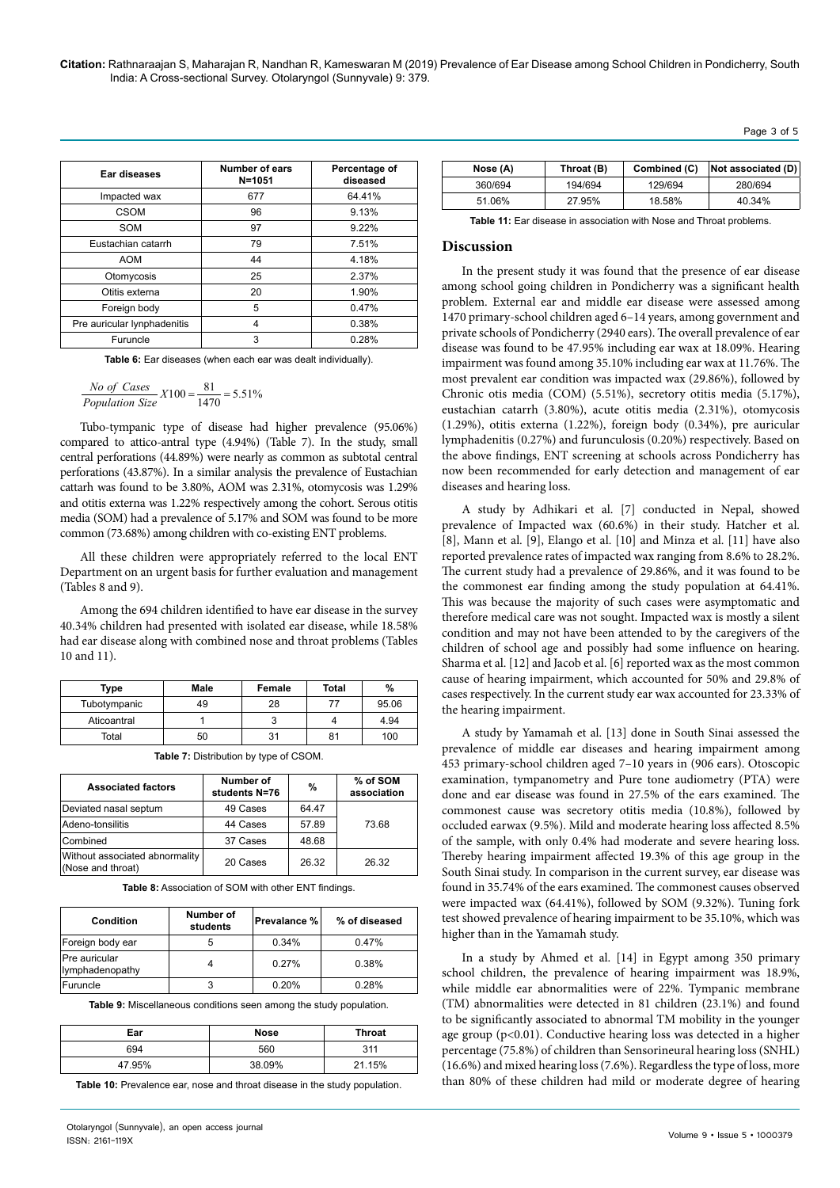| Ear diseases | Number of ears N=1051 | Percentage of diseased |
|---|---|---|
| Impacted wax | 677 | 64.41% |
| CSOM | 96 | 9.13% |
| SOM | 97 | 9.22% |
| Eustachian catarrh | 79 | 7.51% |
| AOM | 44 | 4.18% |
| Otomycosis | 25 | 2.37% |
| Otitis externa | 20 | 1.90% |
| Foreign body | 5 | 0.47% |
| Pre auricular lynphadenitis | 4 | 0.38% |
| Furuncle | 3 | 0.28% |

**Table 6:** Ear diseases (when each ear was dealt individually).

$$\frac{No\ of\ Cases}{Population\ Size} X100 = \frac{81}{1470} = 5.51\%$$

Tubo-tympanic type of disease had higher prevalence (95.06%) compared to attico-antral type (4.94%) (Table 7). In the study, small central perforations (44.89%) were nearly as common as subtotal central perforations (43.87%). In a similar analysis the prevalence of Eustachian cattarh was found to be 3.80%, AOM was 2.31%, otomycosis was 1.29% and otitis externa was 1.22% respectively among the cohort. Serous otitis media (SOM) had a prevalence of 5.17% and SOM was found to be more common (73.68%) among children with co-existing ENT problems.

All these children were appropriately referred to the local ENT Department on an urgent basis for further evaluation and management (Tables 8 and 9).

Among the 694 children identified to have ear disease in the survey 40.34% children had presented with isolated ear disease, while 18.58% had ear disease along with combined nose and throat problems (Tables 10 and 11).

| Type | Male | Female | Total | % |
|---|---|---|---|---|
| Tubotympanic | 49 | 28 | 77 | 95.06 |
| Aticoantral | 1 | 3 | 4 | 4.94 |
| Total | 50 | 31 | 81 | 100 |

**Table 7:** Distribution by type of CSOM.

| Associated factors | Number of students N=76 | % | % of SOM association |
|---|---|---|---|
| Deviated nasal septum | 49 Cases | 64.47 | 73.68 |
| Adeno-tonsilitis | 44 Cases | 57.89 | |
| Combined | 37 Cases | 48.68 | |
| Without associated abnormality (Nose and throat) | 20 Cases | 26.32 | 26.32 |

**Table 8:** Association of SOM with other ENT findings.

| Condition | Number of students | Prevalance % | % of diseased |
|---|---|---|---|
| Foreign body ear | 5 | 0.34% | 0.47% |
| Pre auricular lymphadenopathy | 4 | 0.27% | 0.38% |
| Furuncle | 3 | 0.20% | 0.28% |

**Table 9:** Miscellaneous conditions seen among the study population.

| Ear | Nose | Throat |
|---|---|---|
| 694 | 560 | 311 |
| 47.95% | 38.09% | 21.15% |

**Table 10:** Prevalence ear, nose and throat disease in the study population.

| Nose (A) | Throat (B) | Combined (C) | Not associated (D) |
|---|---|---|---|
| 360/694 | 194/694 | 129/694 | 280/694 |
| 51.06% | 27.95% | 18.58% | 40.34% |

**Table 11:** Ear disease in association with Nose and Throat problems.

## Discussion

In the present study it was found that the presence of ear disease among school going children in Pondicherry was a significant health problem. External ear and middle ear disease were assessed among 1470 primary-school children aged 6–14 years, among government and private schools of Pondicherry (2940 ears). The overall prevalence of ear disease was found to be 47.95% including ear wax at 18.09%. Hearing impairment was found among 35.10% including ear wax at 11.76%. The most prevalent ear condition was impacted wax (29.86%), followed by Chronic otis media (COM) (5.51%), secretory otitis media (5.17%), eustachian catarrh (3.80%), acute otitis media (2.31%), otomycosis (1.29%), otitis externa (1.22%), foreign body (0.34%), pre auricular lymphadenitis (0.27%) and furunculosis (0.20%) respectively. Based on the above findings, ENT screening at schools across Pondicherry has now been recommended for early detection and management of ear diseases and hearing loss.

A study by Adhikari et al. [7] conducted in Nepal, showed prevalence of Impacted wax (60.6%) in their study. Hatcher et al. [8], Mann et al. [9], Elango et al. [10] and Minza et al. [11] have also reported prevalence rates of impacted wax ranging from 8.6% to 28.2%. The current study had a prevalence of 29.86%, and it was found to be the commonest ear finding among the study population at 64.41%. This was because the majority of such cases were asymptomatic and therefore medical care was not sought. Impacted wax is mostly a silent condition and may not have been attended to by the caregivers of the children of school age and possibly had some influence on hearing. Sharma et al. [12] and Jacob et al. [6] reported wax as the most common cause of hearing impairment, which accounted for 50% and 29.8% of cases respectively. In the current study ear wax accounted for 23.33% of the hearing impairment.

A study by Yamamah et al. [13] done in South Sinai assessed the prevalence of middle ear diseases and hearing impairment among 453 primary-school children aged 7–10 years (in 906 ears). Otoscopic examination, tympanometry and Pure tone audiometry (PTA) were done and ear disease was found in 27.5% of the ears examined. The commonest cause was secretory otitis media (10.8%), followed by occluded earwax (9.5%). Mild and moderate hearing loss affected 8.5% of the sample, with only 0.4% had moderate and severe hearing loss. Thereby hearing impairment affected 19.3% of this age group in the South Sinai study. In comparison in the current survey, ear disease was found in 35.74% of the ears examined. The commonest causes observed were impacted wax (64.41%), followed by SOM (9.32%). Tuning fork test showed prevalence of hearing impairment to be 35.10%, which was higher than in the Yamamah study.

In a study by Ahmed et al. [14] in Egypt among 350 primary school children, the prevalence of hearing impairment was 18.9%, while middle ear abnormalities were of 22%. Tympanic membrane (TM) abnormalities were detected in 81 children (23.1%) and found to be significantly associated to abnormal TM mobility in the younger age group ($p<0.01$). Conductive hearing loss was detected in a higher percentage (75.8%) of children than Sensorineural hearing loss (SNHL) (16.6%) and mixed hearing loss (7.6%). Regardless the type of loss, more than 80% of these children had mild or moderate degree of hearing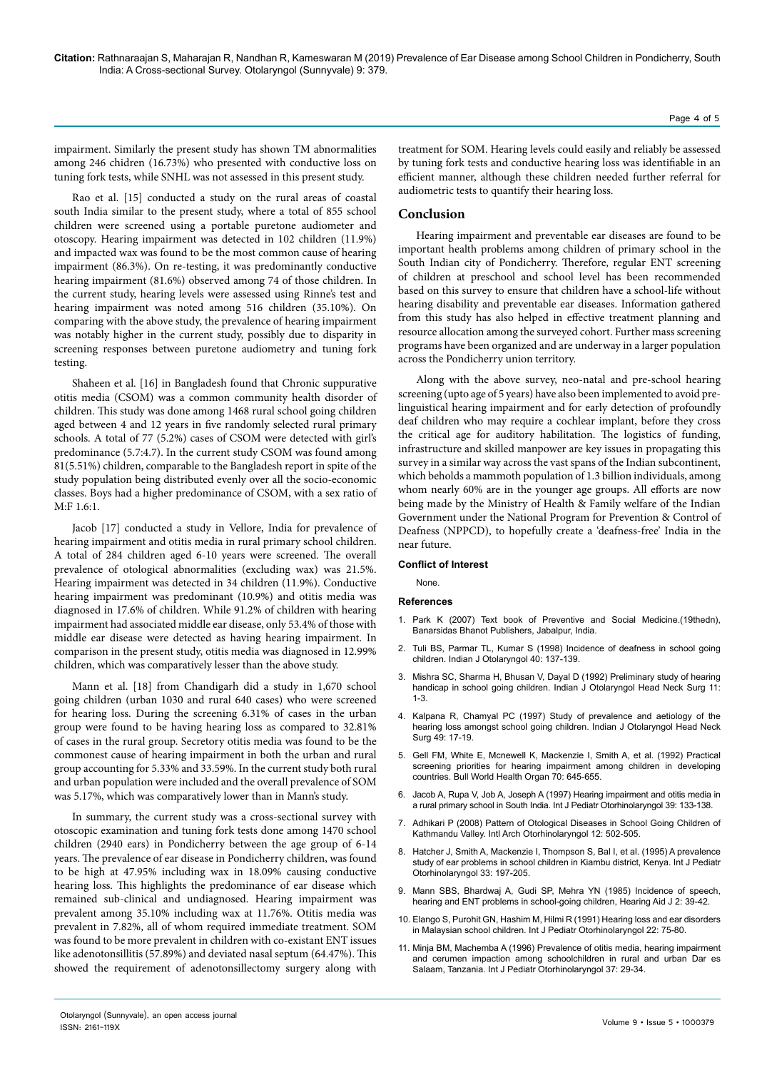impairment. Similarly the present study has shown TM abnormalities among 246 chidren (16.73%) who presented with conductive loss on tuning fork tests, while SNHL was not assessed in this present study.

Rao et al. [15] conducted a study on the rural areas of coastal south India similar to the present study, where a total of 855 school children were screened using a portable puretone audiometer and otoscopy. Hearing impairment was detected in 102 children (11.9%) and impacted wax was found to be the most common cause of hearing impairment (86.3%). On re-testing, it was predominantly conductive hearing impairment (81.6%) observed among 74 of those children. In the current study, hearing levels were assessed using Rinne's test and hearing impairment was noted among 516 children (35.10%). On comparing with the above study, the prevalence of hearing impairment was notably higher in the current study, possibly due to disparity in screening responses between puretone audiometry and tuning fork testing.

Shaheen et al. [16] in Bangladesh found that Chronic suppurative otitis media (CSOM) was a common community health disorder of children. This study was done among 1468 rural school going children aged between 4 and 12 years in five randomly selected rural primary schools. A total of 77 (5.2%) cases of CSOM were detected with girl's predominance (5.7:4.7). In the current study CSOM was found among 81(5.51%) children, comparable to the Bangladesh report in spite of the study population being distributed evenly over all the socio-economic classes. Boys had a higher predominance of CSOM, with a sex ratio of M:F 1.6:1.

Jacob [17] conducted a study in Vellore, India for prevalence of hearing impairment and otitis media in rural primary school children. A total of 284 children aged 6-10 years were screened. The overall prevalence of otological abnormalities (excluding wax) was 21.5%. Hearing impairment was detected in 34 children (11.9%). Conductive hearing impairment was predominant (10.9%) and otitis media was diagnosed in 17.6% of children. While 91.2% of children with hearing impairment had associated middle ear disease, only 53.4% of those with middle ear disease were detected as having hearing impairment. In comparison in the present study, otitis media was diagnosed in 12.99% children, which was comparatively lesser than the above study.

Mann et al. [18] from Chandigarh did a study in 1,670 school going children (urban 1030 and rural 640 cases) who were screened for hearing loss. During the screening 6.31% of cases in the urban group were found to be having hearing loss as compared to 32.81% of cases in the rural group. Secretory otitis media was found to be the commonest cause of hearing impairment in both the urban and rural group accounting for 5.33% and 33.59%. In the current study both rural and urban population were included and the overall prevalence of SOM was 5.17%, which was comparatively lower than in Mann's study.

In summary, the current study was a cross-sectional survey with otoscopic examination and tuning fork tests done among 1470 school children (2940 ears) in Pondicherry between the age group of 6-14 years. The prevalence of ear disease in Pondicherry children, was found to be high at 47.95% including wax in 18.09% causing conductive hearing loss. This highlights the predominance of ear disease which remained sub-clinical and undiagnosed. Hearing impairment was prevalent among 35.10% including wax at 11.76%. Otitis media was prevalent in 7.82%, all of whom required immediate treatment. SOM was found to be more prevalent in children with co-existant ENT issues like adenotonsillitis (57.89%) and deviated nasal septum (64.47%). This showed the requirement of adenotonsillectomy surgery along with treatment for SOM. Hearing levels could easily and reliably be assessed by tuning fork tests and conductive hearing loss was identifiable in an efficient manner, although these children needed further referral for audiometric tests to quantify their hearing loss.

## Conclusion

Hearing impairment and preventable ear diseases are found to be important health problems among children of primary school in the South Indian city of Pondicherry. Therefore, regular ENT screening of children at preschool and school level has been recommended based on this survey to ensure that children have a school-life without hearing disability and preventable ear diseases. Information gathered from this study has also helped in effective treatment planning and resource allocation among the surveyed cohort. Further mass screening programs have been organized and are underway in a larger population across the Pondicherry union territory.

Along with the above survey, neo-natal and pre-school hearing screening (upto age of 5 years) have also been implemented to avoid pre-linguistical hearing impairment and for early detection of profoundly deaf children who may require a cochlear implant, before they cross the critical age for auditory habilitation. The logistics of funding, infrastructure and skilled manpower are key issues in propagating this survey in a similar way across the vast spans of the Indian subcontinent, which beholds a mammoth population of 1.3 billion individuals, among whom nearly 60% are in the younger age groups. All efforts are now being made by the Ministry of Health & Family welfare of the Indian Government under the National Program for Prevention & Control of Deafness (NPPCD), to hopefully create a 'deafness-free' India in the near future.

### Conflict of Interest

None.

### References

1. Park K (2007) Text book of Preventive and Social Medicine.(19thedn), Banarsidas Bhanot Publishers, Jabalpur, India.
2. Tuli BS, Parmar TL, Kumar S (1998) Incidence of deafness in school going children. Indian J Otolaryngol 40: 137-139.
3. Mishra SC, Sharma H, Bhusan V, Dayal D (1992) Preliminary study of hearing handicap in school going children. Indian J Otolaryngol Head Neck Surg 11: 1-3.
4. Kalpana R, Chamyal PC (1997) Study of prevalence and aetiology of the hearing loss amongst school going children. Indian J Otolaryngol Head Neck Surg 49: 17-19.
5. Gell FM, White E, Mcnewell K, Mackenzie I, Smith A, et al. (1992) Practical screening priorities for hearing impairment among children in developing countries. Bull World Health Organ 70: 645-655.
6. Jacob A, Rupa V, Job A, Joseph A (1997) Hearing impairment and otitis media in a rural primary school in South India. Int J Pediatr Otorhinolaryngol 39: 133-138.
7. Adhikari P (2008) Pattern of Otological Diseases in School Going Children of Kathmandu Valley. Intl Arch Otorhinolaryngol 12: 502-505.
8. Hatcher J, Smith A, Mackenzie I, Thompson S, Bal I, et al. (1995) A prevalence study of ear problems in school children in Kiambu district, Kenya. Int J Pediatr Otorhinolaryngol 33: 197-205.
9. Mann SBS, Bhardwaj A, Gudi SP, Mehra YN (1985) Incidence of speech, hearing and ENT problems in school-going children, Hearing Aid J 2: 39-42.
10. Elango S, Purohit GN, Hashim M, Hilmi R (1991) Hearing loss and ear disorders in Malaysian school children. Int J Pediatr Otorhinolaryngol 22: 75-80.
11. Minja BM, Machemba A (1996) Prevalence of otitis media, hearing impairment and cerumen impaction among schoolchildren in rural and urban Dar es Salaam, Tanzania. Int J Pediatr Otorhinolaryngol 37: 29-34.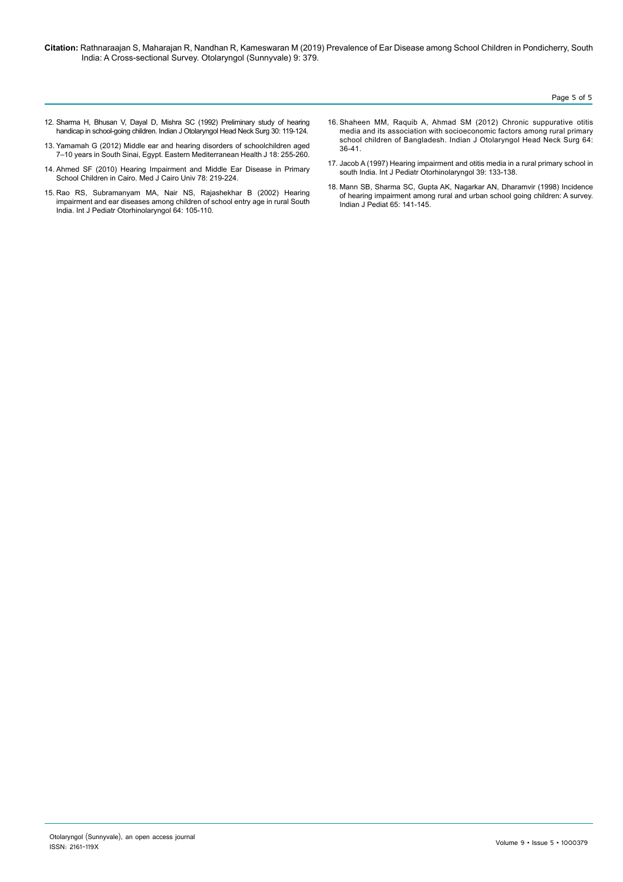12. Sharma H, Bhusan V, Dayal D, Mishra SC (1992) Preliminary study of hearing handicap in school-going children. Indian J Otolaryngol Head Neck Surg 30: 119-124.

13. Yamamah G (2012) Middle ear and hearing disorders of schoolchildren aged 7–10 years in South Sinai, Egypt. Eastern Mediterranean Health J 18: 255-260.

14. Ahmed SF (2010) Hearing Impairment and Middle Ear Disease in Primary School Children in Cairo. Med J Cairo Univ 78: 219-224.

15. Rao RS, Subramanyam MA, Nair NS, Rajashekhar B (2002) Hearing impairment and ear diseases among children of school entry age in rural South India. Int J Pediatr Otorhinolaryngol 64: 105-110.

16. Shaheen MM, Raquib A, Ahmad SM (2012) Chronic suppurative otitis media and its association with socioeconomic factors among rural primary school children of Bangladesh. Indian J Otolaryngol Head Neck Surg 64: 36-41.

17. Jacob A (1997) Hearing impairment and otitis media in a rural primary school in south India. Int J Pediatr Otorhinolaryngol 39: 133-138.

18. Mann SB, Sharma SC, Gupta AK, Nagarkar AN, Dharamvir (1998) Incidence of hearing impairment among rural and urban school going children: A survey. Indian J Pediat 65: 141-145.